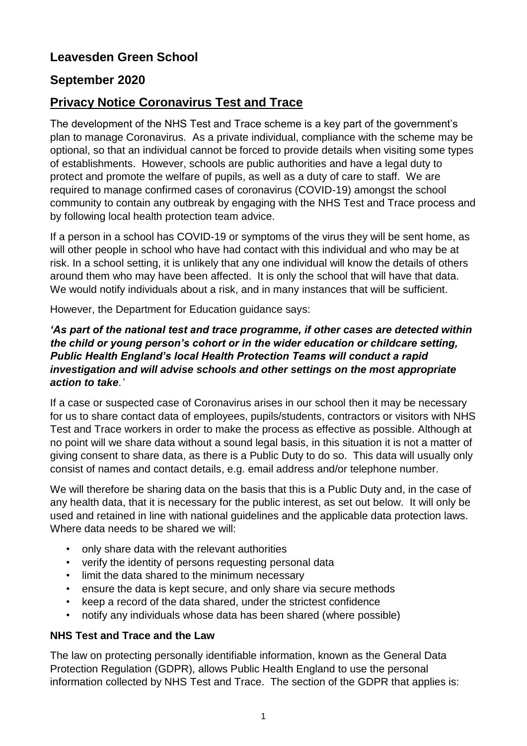# Leavesden Green School

## September 2020

## Privacy Notice Coronavirus Test and Trace

The development of the NHS Test and Trace scheme is a key part of the government's plan to manage Coronavirus. As a private individual, compliance with the scheme may be optional, so that an individual cannot be forced to provide details when visiting some types of establishments. However, schools are public authorities and have a legal duty to protect and promote the welfare of pupils, as well as a duty of care to staff. We are required to manage confirmed cases of coronavirus (COVID-19) amongst the school community to contain any outbreak by engaging with the NHS Test and Trace process and by following local health protection team advice.

If a person in a school has COVID-19 or symptoms of the virus they will be sent home, as will other people in school who have had contact with this individual and who may be at risk. In a school setting, it is unlikely that any one individual will know the details of others around them who may have been affected. It is only the school that will have that data. We would notify individuals about a risk, and in many instances that will be sufficient.

However, the Department for Education guidance says:

***'As part of the national test and trace programme, if other cases are detected within the child or young person's cohort or in the wider education or childcare setting, Public Health England's local Health Protection Teams will conduct a rapid investigation and will advise schools and other settings on the most appropriate action to take.'***

If a case or suspected case of Coronavirus arises in our school then it may be necessary for us to share contact data of employees, pupils/students, contractors or visitors with NHS Test and Trace workers in order to make the process as effective as possible. Although at no point will we share data without a sound legal basis, in this situation it is not a matter of giving consent to share data, as there is a Public Duty to do so. This data will usually only consist of names and contact details, e.g. email address and/or telephone number.

We will therefore be sharing data on the basis that this is a Public Duty and, in the case of any health data, that it is necessary for the public interest, as set out below. It will only be used and retained in line with national guidelines and the applicable data protection laws. Where data needs to be shared we will:

- only share data with the relevant authorities
- verify the identity of persons requesting personal data
- limit the data shared to the minimum necessary
- ensure the data is kept secure, and only share via secure methods
- keep a record of the data shared, under the strictest confidence
- notify any individuals whose data has been shared (where possible)

**NHS Test and Trace and the Law**

The law on protecting personally identifiable information, known as the General Data Protection Regulation (GDPR), allows Public Health England to use the personal information collected by NHS Test and Trace. The section of the GDPR that applies is: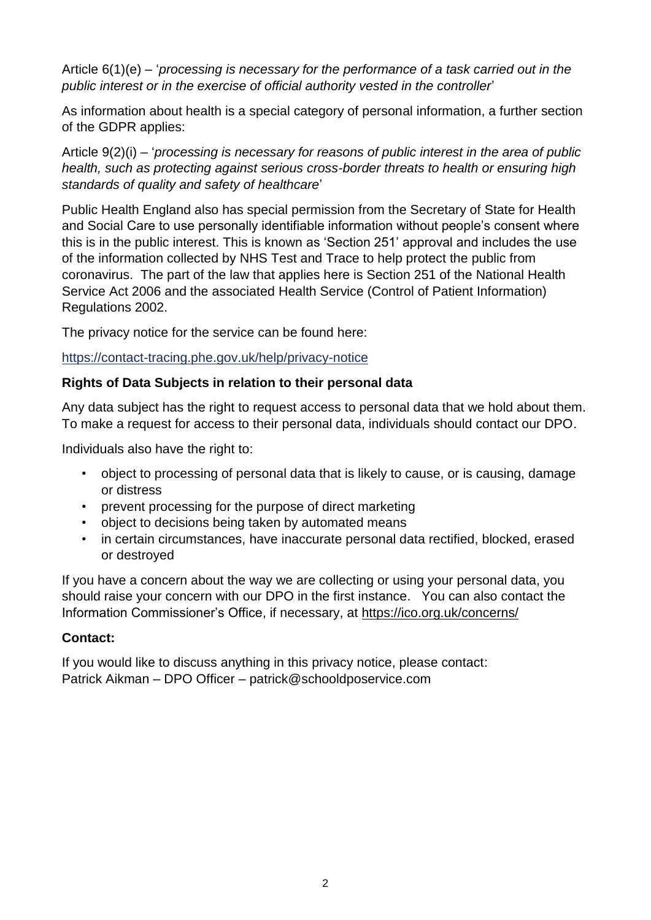Article 6(1)(e) – '*processing is necessary for the performance of a task carried out in the public interest or in the exercise of official authority vested in the controller*'

As information about health is a special category of personal information, a further section of the GDPR applies:

Article 9(2)(i) – '*processing is necessary for reasons of public interest in the area of public health, such as protecting against serious cross-border threats to health or ensuring high standards of quality and safety of healthcare*'

Public Health England also has special permission from the Secretary of State for Health and Social Care to use personally identifiable information without people's consent where this is in the public interest. This is known as 'Section 251' approval and includes the use of the information collected by NHS Test and Trace to help protect the public from coronavirus. The part of the law that applies here is Section 251 of the National Health Service Act 2006 and the associated Health Service (Control of Patient Information) Regulations 2002.

The privacy notice for the service can be found here:

https://contact-tracing.phe.gov.uk/help/privacy-notice

**Rights of Data Subjects in relation to their personal data**

Any data subject has the right to request access to personal data that we hold about them. To make a request for access to their personal data, individuals should contact our DPO.

Individuals also have the right to:

- object to processing of personal data that is likely to cause, or is causing, damage or distress
- prevent processing for the purpose of direct marketing
- object to decisions being taken by automated means
- in certain circumstances, have inaccurate personal data rectified, blocked, erased or destroyed

If you have a concern about the way we are collecting or using your personal data, you should raise your concern with our DPO in the first instance. You can also contact the Information Commissioner's Office, if necessary, at https://ico.org.uk/concerns/

**Contact:**

If you would like to discuss anything in this privacy notice, please contact:
Patrick Aikman – DPO Officer – patrick@schooldposervice.com